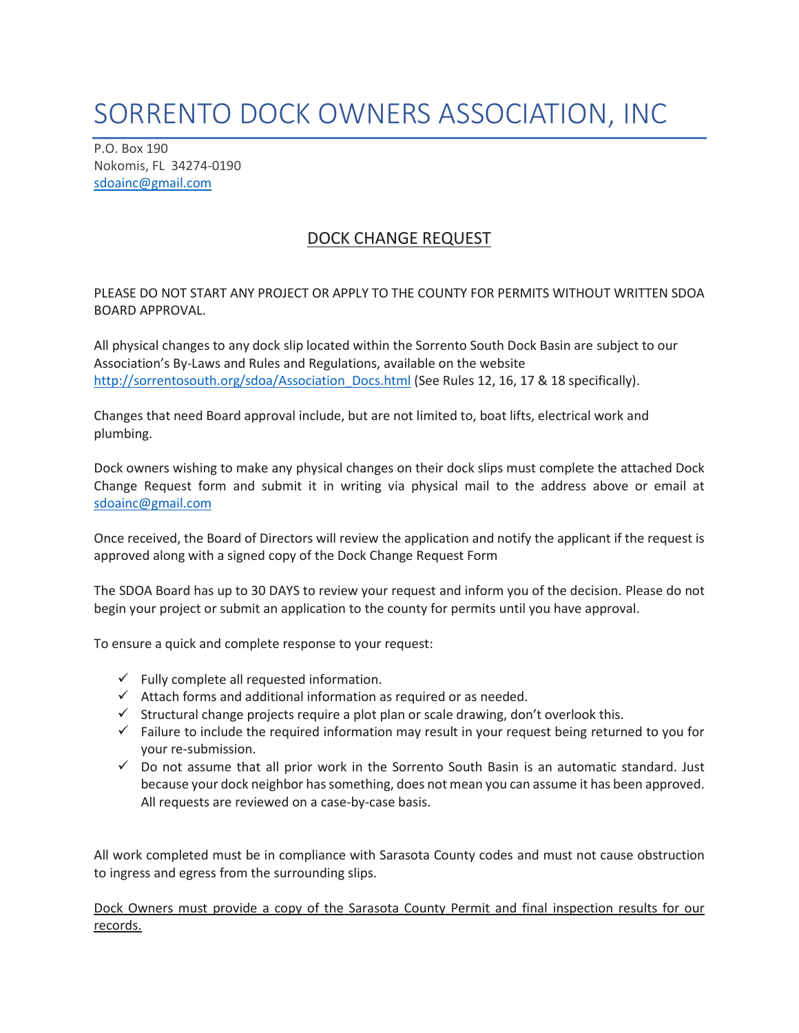# SORRENTO DOCK OWNERS ASSOCIATION, INC

P.O. Box 190
Nokomis, FL 34274-0190
sdoainc@gmail.com

## DOCK CHANGE REQUEST

PLEASE DO NOT START ANY PROJECT OR APPLY TO THE COUNTY FOR PERMITS WITHOUT WRITTEN SDOA BOARD APPROVAL.

All physical changes to any dock slip located within the Sorrento South Dock Basin are subject to our Association's By-Laws and Rules and Regulations, available on the website http://sorrentosouth.org/sdoa/Association_Docs.html (See Rules 12, 16, 17 & 18 specifically).

Changes that need Board approval include, but are not limited to, boat lifts, electrical work and plumbing.

Dock owners wishing to make any physical changes on their dock slips must complete the attached Dock Change Request form and submit it in writing via physical mail to the address above or email at sdoainc@gmail.com

Once received, the Board of Directors will review the application and notify the applicant if the request is approved along with a signed copy of the Dock Change Request Form

The SDOA Board has up to 30 DAYS to review your request and inform you of the decision. Please do not begin your project or submit an application to the county for permits until you have approval.

To ensure a quick and complete response to your request:

- ✓ Fully complete all requested information.
- ✓ Attach forms and additional information as required or as needed.
- ✓ Structural change projects require a plot plan or scale drawing, don't overlook this.
- ✓ Failure to include the required information may result in your request being returned to you for your re-submission.
- ✓ Do not assume that all prior work in the Sorrento South Basin is an automatic standard. Just because your dock neighbor has something, does not mean you can assume it has been approved. All requests are reviewed on a case-by-case basis.

All work completed must be in compliance with Sarasota County codes and must not cause obstruction to ingress and egress from the surrounding slips.

<u>Dock Owners must provide a copy of the Sarasota County Permit and final inspection results for our records.</u>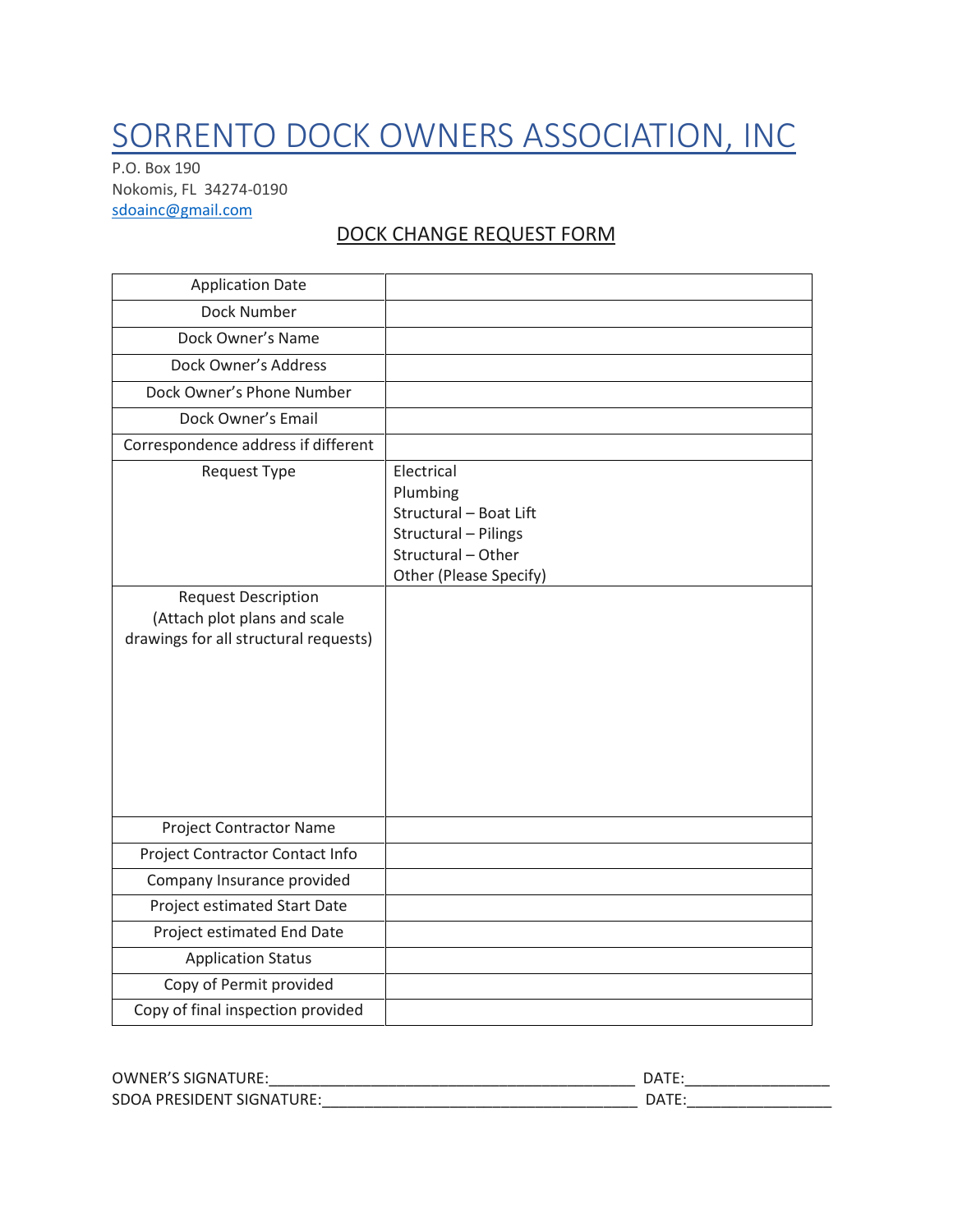# SORRENTO DOCK OWNERS ASSOCIATION, INC

P.O. Box 190
Nokomis, FL 34274-0190
sdoainc@gmail.com

## DOCK CHANGE REQUEST FORM

| | |
|---|---|
| Application Date | |
| Dock Number | |
| Dock Owner's Name | |
| Dock Owner's Address | |
| Dock Owner's Phone Number | |
| Dock Owner's Email | |
| Correspondence address if different | |
| Request Type | Electrical<br>Plumbing<br>Structural – Boat Lift<br>Structural – Pilings<br>Structural – Other<br>Other (Please Specify) |
| Request Description<br>(Attach plot plans and scale drawings for all structural requests) | |
| Project Contractor Name | |
| Project Contractor Contact Info | |
| Company Insurance provided | |
| Project estimated Start Date | |
| Project estimated End Date | |
| Application Status | |
| Copy of Permit provided | |
| Copy of final inspection provided | |

OWNER'S SIGNATURE:___________________________________________ DATE:________________

SDOA PRESIDENT SIGNATURE:_____________________________________ DATE:________________